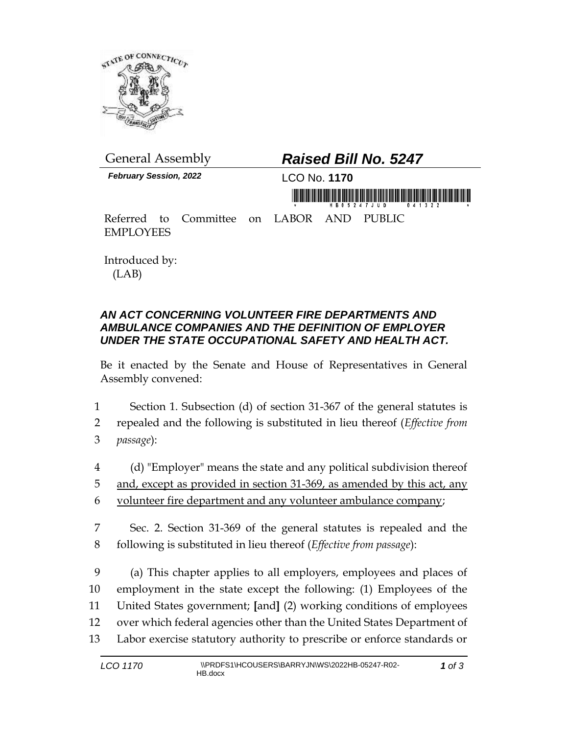General Assembly

# *Raised Bill No. 5247*

***February Session, 2022***

LCO No. **1170**

Referred to Committee on LABOR AND PUBLIC EMPLOYEES

Introduced by:
(LAB)

## *AN ACT CONCERNING VOLUNTEER FIRE DEPARTMENTS AND AMBULANCE COMPANIES AND THE DEFINITION OF EMPLOYER UNDER THE STATE OCCUPATIONAL SAFETY AND HEALTH ACT.*

Be it enacted by the Senate and House of Representatives in General Assembly convened:

1 Section 1. Subsection (d) of section 31-367 of the general statutes is
2 repealed and the following is substituted in lieu thereof (*Effective from*
3 *passage*):

4 (d) "Employer" means the state and any political subdivision thereof
5 <u>and, except as provided in section 31-369, as amended by this act, any</u>
6 <u>volunteer fire department and any volunteer ambulance company</u>;

7 Sec. 2. Section 31-369 of the general statutes is repealed and the
8 following is substituted in lieu thereof (*Effective from passage*):

9 (a) This chapter applies to all employers, employees and places of
10 employment in the state except the following: (1) Employees of the
11 United States government; **[**and**]** (2) working conditions of employees
12 over which federal agencies other than the United States Department of
13 Labor exercise statutory authority to prescribe or enforce standards or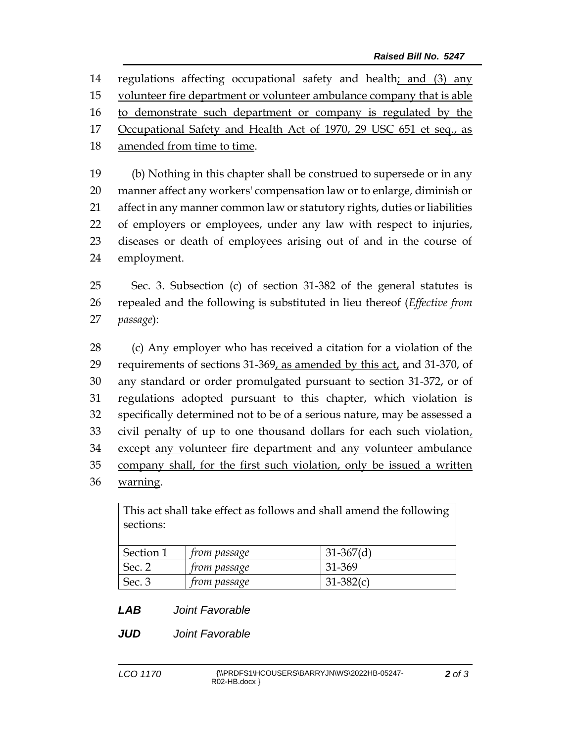14 regulations affecting occupational safety and health; and (3) any
15 volunteer fire department or volunteer ambulance company that is able
16 to demonstrate such department or company is regulated by the
17 Occupational Safety and Health Act of 1970, 29 USC 651 et seq., as
18 amended from time to time.

19 (b) Nothing in this chapter shall be construed to supersede or in any
20 manner affect any workers' compensation law or to enlarge, diminish or
21 affect in any manner common law or statutory rights, duties or liabilities
22 of employers or employees, under any law with respect to injuries,
23 diseases or death of employees arising out of and in the course of
24 employment.

25 Sec. 3. Subsection (c) of section 31-382 of the general statutes is
26 repealed and the following is substituted in lieu thereof (*Effective from*
27 *passage*):

28 (c) Any employer who has received a citation for a violation of the
29 requirements of sections 31-369, as amended by this act, and 31-370, of
30 any standard or order promulgated pursuant to section 31-372, or of
31 regulations adopted pursuant to this chapter, which violation is
32 specifically determined not to be of a serious nature, may be assessed a
33 civil penalty of up to one thousand dollars for each such violation,
34 except any volunteer fire department and any volunteer ambulance
35 company shall, for the first such violation, only be issued a written
36 warning.

This act shall take effect as follows and shall amend the following sections:

| | | |
|---|---|---|
| Section 1 | *from passage* | 31-367(d) |
| Sec. 2 | *from passage* | 31-369 |
| Sec. 3 | *from passage* | 31-382(c) |

***LAB*** *Joint Favorable*

***JUD*** *Joint Favorable*